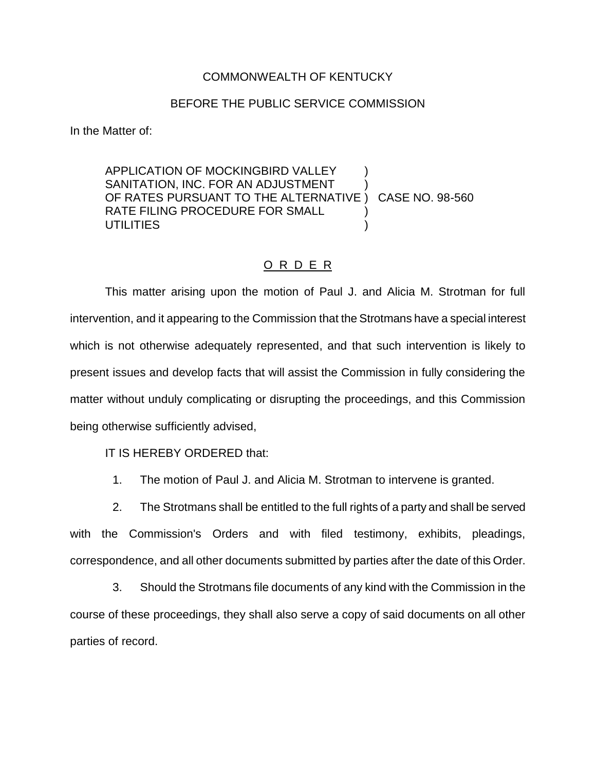COMMONWEALTH OF KENTUCKY

BEFORE THE PUBLIC SERVICE COMMISSION

In the Matter of:

APPLICATION OF MOCKINGBIRD VALLEY SANITATION, INC. FOR AN ADJUSTMENT OF RATES PURSUANT TO THE ALTERNATIVE RATE FILING PROCEDURE FOR SMALL UTILITIES ) CASE NO. 98-560

O R D E R

This matter arising upon the motion of Paul J. and Alicia M. Strotman for full intervention, and it appearing to the Commission that the Strotmans have a special interest which is not otherwise adequately represented, and that such intervention is likely to present issues and develop facts that will assist the Commission in fully considering the matter without unduly complicating or disrupting the proceedings, and this Commission being otherwise sufficiently advised,

IT IS HEREBY ORDERED that:

1. The motion of Paul J. and Alicia M. Strotman to intervene is granted.

2. The Strotmans shall be entitled to the full rights of a party and shall be served with the Commission's Orders and with filed testimony, exhibits, pleadings, correspondence, and all other documents submitted by parties after the date of this Order.

3. Should the Strotmans file documents of any kind with the Commission in the course of these proceedings, they shall also serve a copy of said documents on all other parties of record.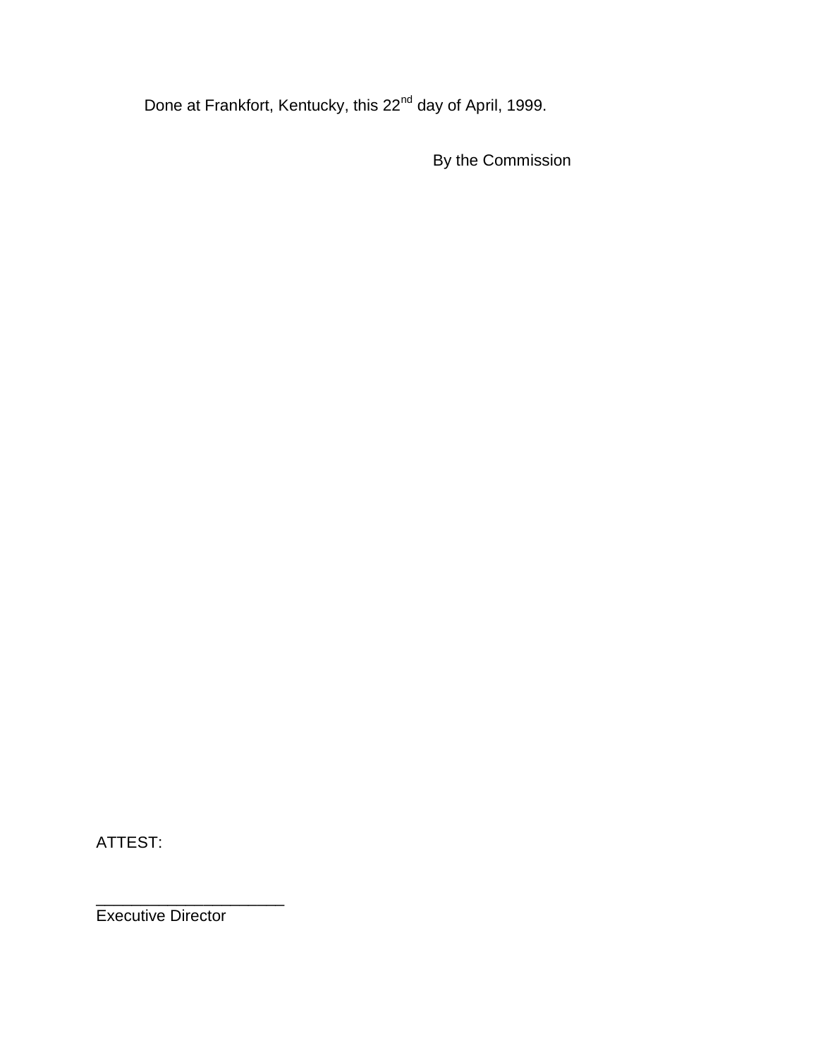Done at Frankfort, Kentucky, this 22nd day of April, 1999.

By the Commission

ATTEST:

_____________________
Executive Director